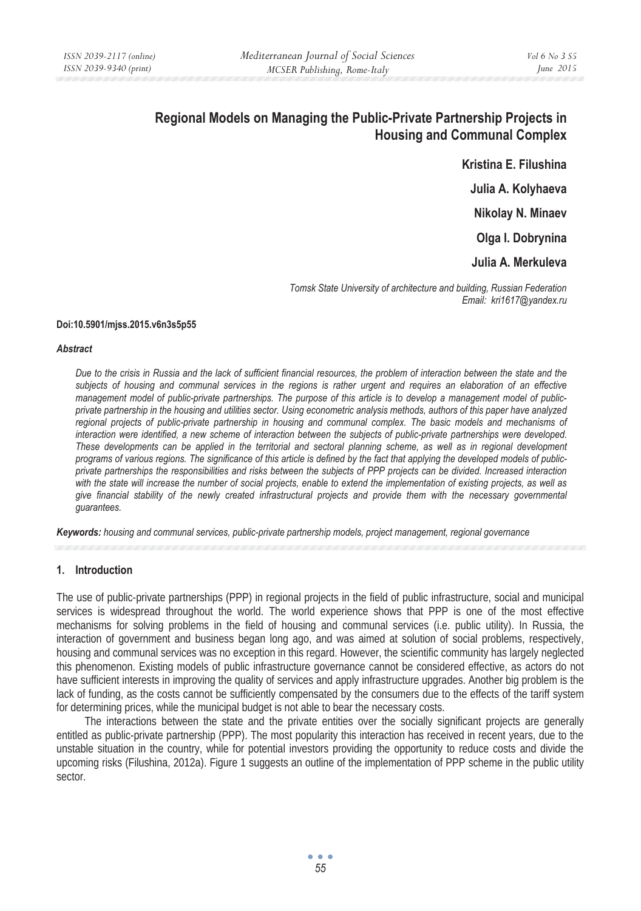# Regional Models on Managing the Public-Private Partnership Projects in Housing and Communal Complex

**Kristina E. Filushina**

**Julia A. Kolyhaeva**

**Nikolay N. Minaev**

**Olga I. Dobrynina**

**Julia A. Merkuleva**

*Tomsk State University of architecture and building, Russian Federation*
*Email: kri1617@yandex.ru*

**Doi:10.5901/mjss.2015.v6n3s5p55**

***Abstract***

*Due to the crisis in Russia and the lack of sufficient financial resources, the problem of interaction between the state and the subjects of housing and communal services in the regions is rather urgent and requires an elaboration of an effective management model of public-private partnerships. The purpose of this article is to develop a management model of public-private partnership in the housing and utilities sector. Using econometric analysis methods, authors of this paper have analyzed regional projects of public-private partnership in housing and communal complex. The basic models and mechanisms of interaction were identified, a new scheme of interaction between the subjects of public-private partnerships were developed. These developments can be applied in the territorial and sectoral planning scheme, as well as in regional development programs of various regions. The significance of this article is defined by the fact that applying the developed models of public-private partnerships the responsibilities and risks between the subjects of PPP projects can be divided. Increased interaction with the state will increase the number of social projects, enable to extend the implementation of existing projects, as well as give financial stability of the newly created infrastructural projects and provide them with the necessary governmental guarantees.*

***Keywords:*** *housing and communal services, public-private partnership models, project management, regional governance*

## 1. Introduction

The use of public-private partnerships (PPP) in regional projects in the field of public infrastructure, social and municipal services is widespread throughout the world. The world experience shows that PPP is one of the most effective mechanisms for solving problems in the field of housing and communal services (i.e. public utility). In Russia, the interaction of government and business began long ago, and was aimed at solution of social problems, respectively, housing and communal services was no exception in this regard. However, the scientific community has largely neglected this phenomenon. Existing models of public infrastructure governance cannot be considered effective, as actors do not have sufficient interests in improving the quality of services and apply infrastructure upgrades. Another big problem is the lack of funding, as the costs cannot be sufficiently compensated by the consumers due to the effects of the tariff system for determining prices, while the municipal budget is not able to bear the necessary costs.

The interactions between the state and the private entities over the socially significant projects are generally entitled as public-private partnership (PPP). The most popularity this interaction has received in recent years, due to the unstable situation in the country, while for potential investors providing the opportunity to reduce costs and divide the upcoming risks (Filushina, 2012a). Figure 1 suggests an outline of the implementation of PPP scheme in the public utility sector.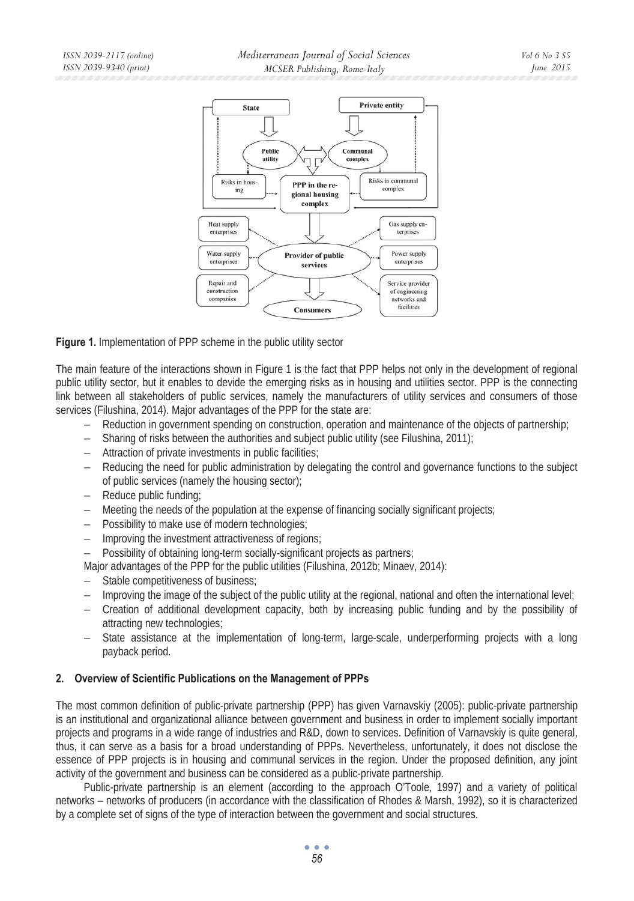State

Private entity

Public utility

Communal complex

Risks in housing

PPP in the regional housing complex

Risks in communal complex

Heat supply enterprises

Gas supply enterprises

Water supply enterprises

Provider of public services

Power supply enterprises

Repair and construction companies

Service provider of engineering networks and facilities

Consumers

**Figure 1.** Implementation of PPP scheme in the public utility sector

The main feature of the interactions shown in Figure 1 is the fact that PPP helps not only in the development of regional public utility sector, but it enables to devide the emerging risks as in housing and utilities sector. PPP is the connecting link between all stakeholders of public services, namely the manufacturers of utility services and consumers of those services (Filushina, 2014). Major advantages of the PPP for the state are:

- Reduction in government spending on construction, operation and maintenance of the objects of partnership;
- Sharing of risks between the authorities and subject public utility (see Filushina, 2011);
- Attraction of private investments in public facilities;
- Reducing the need for public administration by delegating the control and governance functions to the subject of public services (namely the housing sector);
- Reduce public funding;
- Meeting the needs of the population at the expense of financing socially significant projects;
- Possibility to make use of modern technologies;
- Improving the investment attractiveness of regions;
- Possibility of obtaining long-term socially-significant projects as partners;

Major advantages of the PPP for the public utilities (Filushina, 2012b; Minaev, 2014):

- Stable competitiveness of business;
- Improving the image of the subject of the public utility at the regional, national and often the international level;
- Creation of additional development capacity, both by increasing public funding and by the possibility of attracting new technologies;
- State assistance at the implementation of long-term, large-scale, underperforming projects with a long payback period.

## 2. Overview of Scientific Publications on the Management of PPPs

The most common definition of public-private partnership (PPP) has given Varnavskiy (2005): public-private partnership is an institutional and organizational alliance between government and business in order to implement socially important projects and programs in a wide range of industries and R&D, down to services. Definition of Varnavskiy is quite general, thus, it can serve as a basis for a broad understanding of PPPs. Nevertheless, unfortunately, it does not disclose the essence of PPP projects is in housing and communal services in the region. Under the proposed definition, any joint activity of the government and business can be considered as a public-private partnership.

Public-private partnership is an element (according to the approach O'Toole, 1997) and a variety of political networks – networks of producers (in accordance with the classification of Rhodes & Marsh, 1992), so it is characterized by a complete set of signs of the type of interaction between the government and social structures.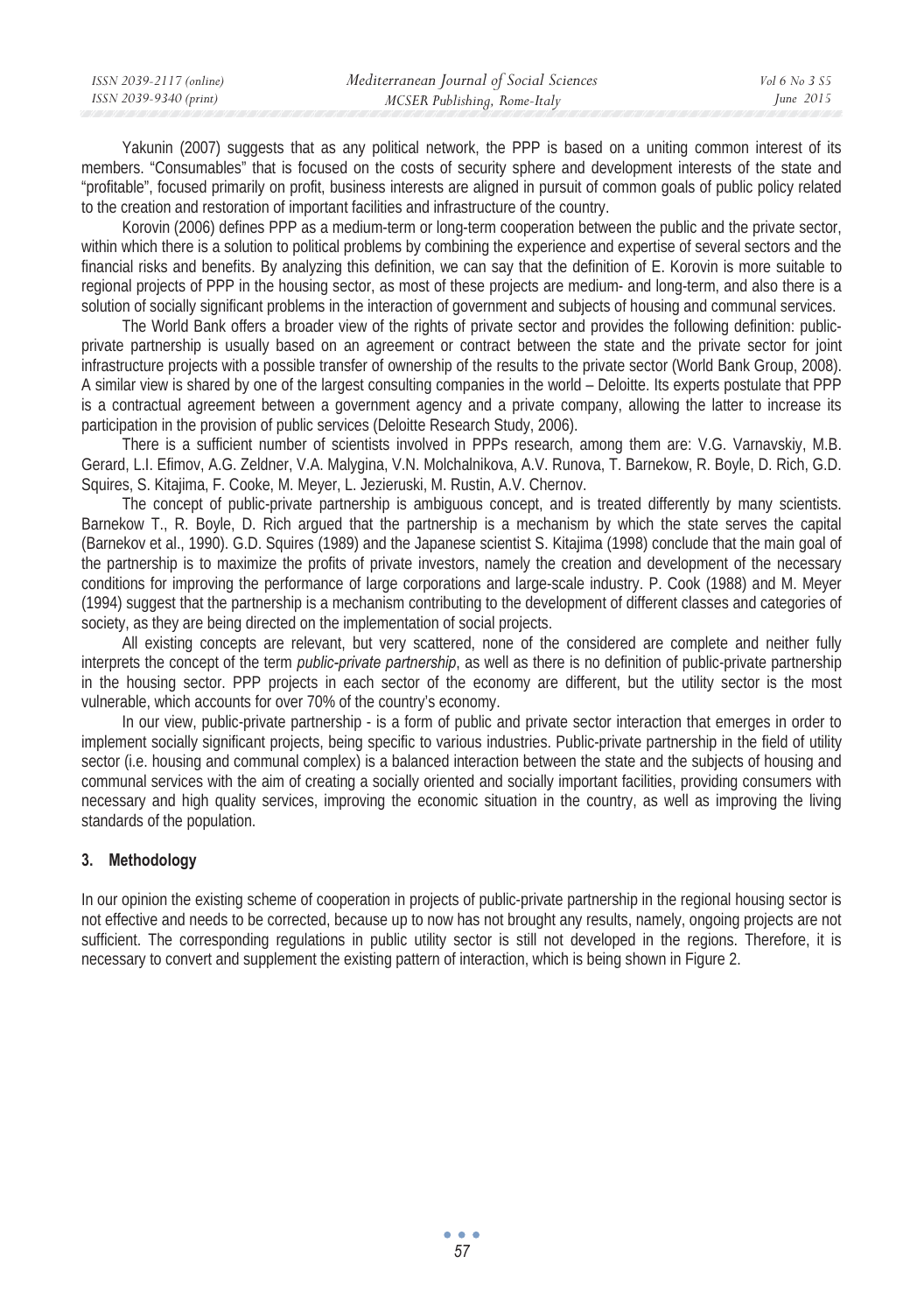Yakunin (2007) suggests that as any political network, the PPP is based on a uniting common interest of its members. "Consumables" that is focused on the costs of security sphere and development interests of the state and "profitable", focused primarily on profit, business interests are aligned in pursuit of common goals of public policy related to the creation and restoration of important facilities and infrastructure of the country.

Korovin (2006) defines PPP as a medium-term or long-term cooperation between the public and the private sector, within which there is a solution to political problems by combining the experience and expertise of several sectors and the financial risks and benefits. By analyzing this definition, we can say that the definition of E. Korovin is more suitable to regional projects of PPP in the housing sector, as most of these projects are medium- and long-term, and also there is a solution of socially significant problems in the interaction of government and subjects of housing and communal services.

The World Bank offers a broader view of the rights of private sector and provides the following definition: public-private partnership is usually based on an agreement or contract between the state and the private sector for joint infrastructure projects with a possible transfer of ownership of the results to the private sector (World Bank Group, 2008). A similar view is shared by one of the largest consulting companies in the world – Deloitte. Its experts postulate that PPP is a contractual agreement between a government agency and a private company, allowing the latter to increase its participation in the provision of public services (Deloitte Research Study, 2006).

There is a sufficient number of scientists involved in PPPs research, among them are: V.G. Varnavskiy, M.B. Gerard, L.I. Efimov, A.G. Zeldner, V.A. Malygina, V.N. Molchalnikova, A.V. Runova, T. Barnekow, R. Boyle, D. Rich, G.D. Squires, S. Kitajima, F. Cooke, M. Meyer, L. Jezieruski, M. Rustin, A.V. Chernov.

The concept of public-private partnership is ambiguous concept, and is treated differently by many scientists. Barnekow T., R. Boyle, D. Rich argued that the partnership is a mechanism by which the state serves the capital (Barnekov et al., 1990). G.D. Squires (1989) and the Japanese scientist S. Kitajima (1998) conclude that the main goal of the partnership is to maximize the profits of private investors, namely the creation and development of the necessary conditions for improving the performance of large corporations and large-scale industry. P. Cook (1988) and M. Meyer (1994) suggest that the partnership is a mechanism contributing to the development of different classes and categories of society, as they are being directed on the implementation of social projects.

All existing concepts are relevant, but very scattered, none of the considered are complete and neither fully interprets the concept of the term *public-private partnership*, as well as there is no definition of public-private partnership in the housing sector. PPP projects in each sector of the economy are different, but the utility sector is the most vulnerable, which accounts for over 70% of the country's economy.

In our view, public-private partnership - is a form of public and private sector interaction that emerges in order to implement socially significant projects, being specific to various industries. Public-private partnership in the field of utility sector (i.e. housing and communal complex) is a balanced interaction between the state and the subjects of housing and communal services with the aim of creating a socially oriented and socially important facilities, providing consumers with necessary and high quality services, improving the economic situation in the country, as well as improving the living standards of the population.

## 3. Methodology

In our opinion the existing scheme of cooperation in projects of public-private partnership in the regional housing sector is not effective and needs to be corrected, because up to now has not brought any results, namely, ongoing projects are not sufficient. The corresponding regulations in public utility sector is still not developed in the regions. Therefore, it is necessary to convert and supplement the existing pattern of interaction, which is being shown in Figure 2.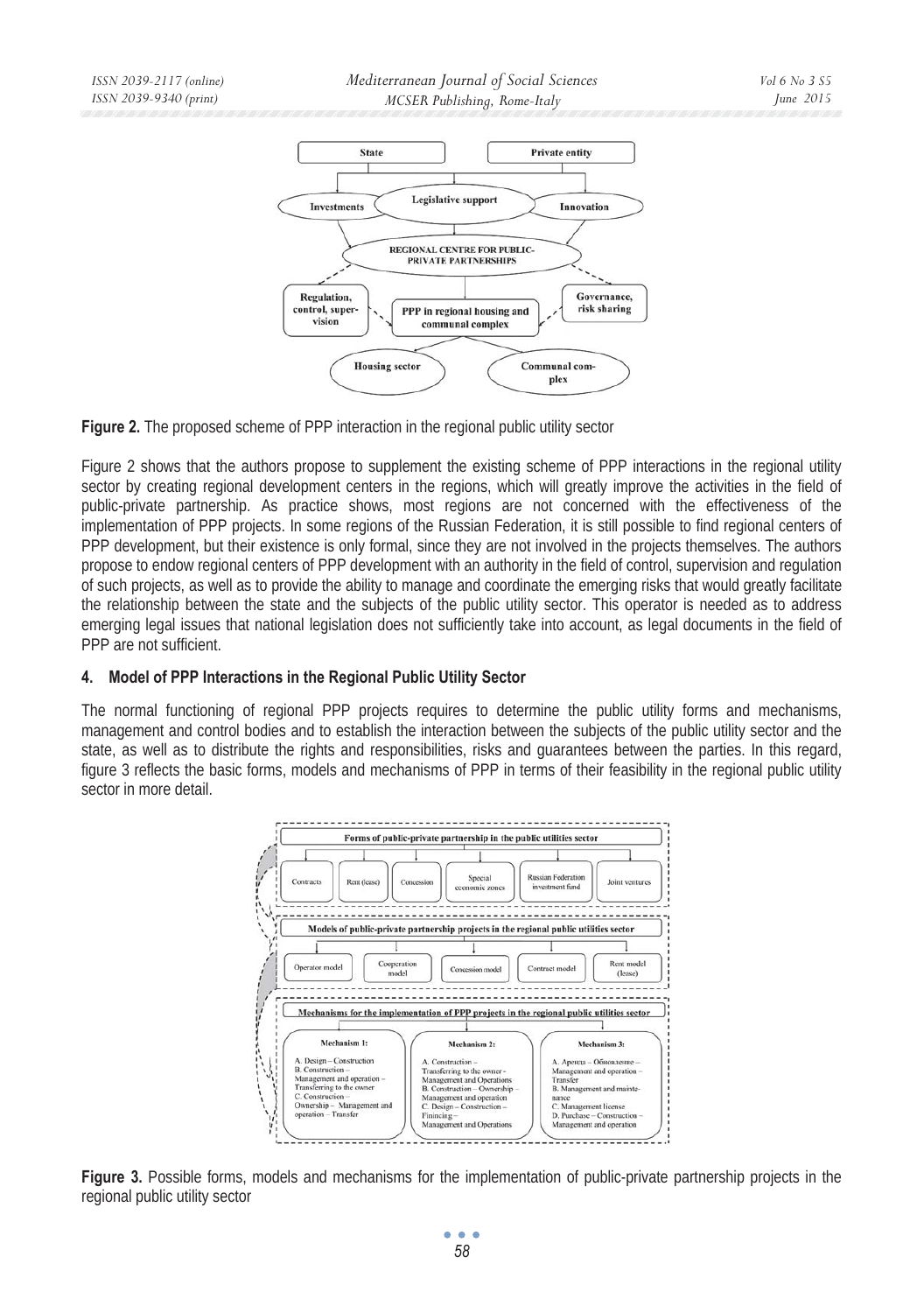**Figure 2.** The proposed scheme of PPP interaction in the regional public utility sector

Figure 2 shows that the authors propose to supplement the existing scheme of PPP interactions in the regional utility sector by creating regional development centers in the regions, which will greatly improve the activities in the field of public-private partnership. As practice shows, most regions are not concerned with the effectiveness of the implementation of PPP projects. In some regions of the Russian Federation, it is still possible to find regional centers of PPP development, but their existence is only formal, since they are not involved in the projects themselves. The authors propose to endow regional centers of PPP development with an authority in the field of control, supervision and regulation of such projects, as well as to provide the ability to manage and coordinate the emerging risks that would greatly facilitate the relationship between the state and the subjects of the public utility sector. This operator is needed as to address emerging legal issues that national legislation does not sufficiently take into account, as legal documents in the field of PPP are not sufficient.

## 4. Model of PPP Interactions in the Regional Public Utility Sector

The normal functioning of regional PPP projects requires to determine the public utility forms and mechanisms, management and control bodies and to establish the interaction between the subjects of the public utility sector and the state, as well as to distribute the rights and responsibilities, risks and guarantees between the parties. In this regard, figure 3 reflects the basic forms, models and mechanisms of PPP in terms of their feasibility in the regional public utility sector in more detail.

**Figure 3.** Possible forms, models and mechanisms for the implementation of public-private partnership projects in the regional public utility sector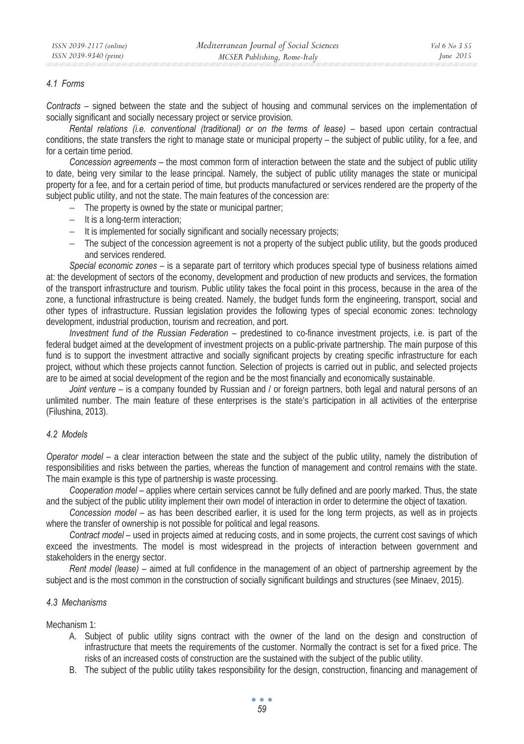### *4.1 Forms*

*Contracts* – signed between the state and the subject of housing and communal services on the implementation of socially significant and socially necessary project or service provision.

*Rental relations (i.e. conventional (traditional) or on the terms of lease)* – based upon certain contractual conditions, the state transfers the right to manage state or municipal property – the subject of public utility, for a fee, and for a certain time period.

*Concession agreements* – the most common form of interaction between the state and the subject of public utility to date, being very similar to the lease principal. Namely, the subject of public utility manages the state or municipal property for a fee, and for a certain period of time, but products manufactured or services rendered are the property of the subject public utility, and not the state. The main features of the concession are:

- The property is owned by the state or municipal partner;
- It is a long-term interaction;
- It is implemented for socially significant and socially necessary projects;
- The subject of the concession agreement is not a property of the subject public utility, but the goods produced and services rendered.

*Special economic zones* – is a separate part of territory which produces special type of business relations aimed at: the development of sectors of the economy, development and production of new products and services, the formation of the transport infrastructure and tourism. Public utility takes the focal point in this process, because in the area of the zone, a functional infrastructure is being created. Namely, the budget funds form the engineering, transport, social and other types of infrastructure. Russian legislation provides the following types of special economic zones: technology development, industrial production, tourism and recreation, and port.

*Investment fund of the Russian Federation* – predestined to co-finance investment projects, i.e. is part of the federal budget aimed at the development of investment projects on a public-private partnership. The main purpose of this fund is to support the investment attractive and socially significant projects by creating specific infrastructure for each project, without which these projects cannot function. Selection of projects is carried out in public, and selected projects are to be aimed at social development of the region and be the most financially and economically sustainable.

*Joint venture* – is a company founded by Russian and / or foreign partners, both legal and natural persons of an unlimited number. The main feature of these enterprises is the state's participation in all activities of the enterprise (Filushina, 2013).

### *4.2 Models*

*Operator model* – a clear interaction between the state and the subject of the public utility, namely the distribution of responsibilities and risks between the parties, whereas the function of management and control remains with the state. The main example is this type of partnership is waste processing.

*Cooperation model* – applies where certain services cannot be fully defined and are poorly marked. Thus, the state and the subject of the public utility implement their own model of interaction in order to determine the object of taxation.

*Concession model* – as has been described earlier, it is used for the long term projects, as well as in projects where the transfer of ownership is not possible for political and legal reasons.

*Contract model* – used in projects aimed at reducing costs, and in some projects, the current cost savings of which exceed the investments. The model is most widespread in the projects of interaction between government and stakeholders in the energy sector.

*Rent model (lease)* – aimed at full confidence in the management of an object of partnership agreement by the subject and is the most common in the construction of socially significant buildings and structures (see Minaev, 2015).

### *4.3 Mechanisms*

Mechanism 1:

A. Subject of public utility signs contract with the owner of the land on the design and construction of infrastructure that meets the requirements of the customer. Normally the contract is set for a fixed price. The risks of an increased costs of construction are the sustained with the subject of the public utility.
B. The subject of the public utility takes responsibility for the design, construction, financing and management of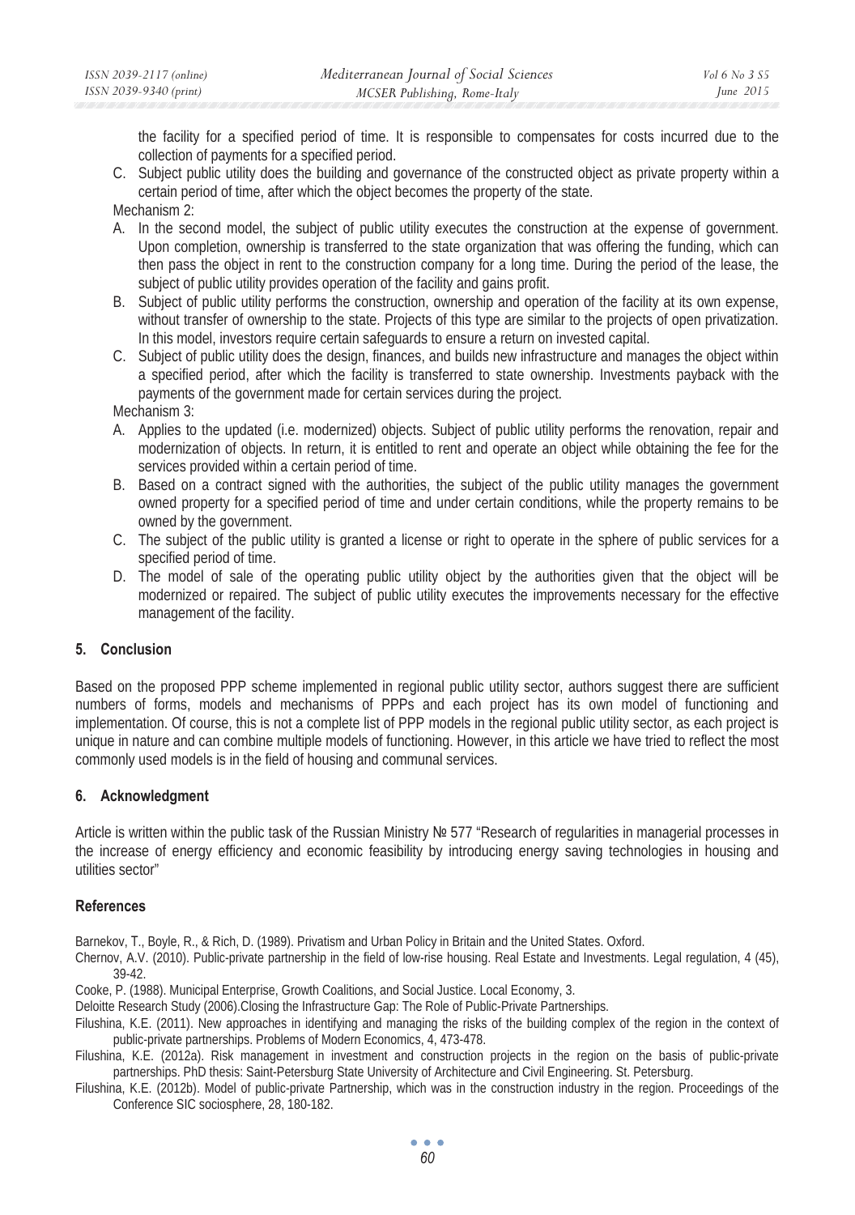the facility for a specified period of time. It is responsible to compensates for costs incurred due to the collection of payments for a specified period.

C. Subject public utility does the building and governance of the constructed object as private property within a certain period of time, after which the object becomes the property of the state.

Mechanism 2:

A. In the second model, the subject of public utility executes the construction at the expense of government. Upon completion, ownership is transferred to the state organization that was offering the funding, which can then pass the object in rent to the construction company for a long time. During the period of the lease, the subject of public utility provides operation of the facility and gains profit.
B. Subject of public utility performs the construction, ownership and operation of the facility at its own expense, without transfer of ownership to the state. Projects of this type are similar to the projects of open privatization. In this model, investors require certain safeguards to ensure a return on invested capital.
C. Subject of public utility does the design, finances, and builds new infrastructure and manages the object within a specified period, after which the facility is transferred to state ownership. Investments payback with the payments of the government made for certain services during the project.

Mechanism 3:

A. Applies to the updated (i.e. modernized) objects. Subject of public utility performs the renovation, repair and modernization of objects. In return, it is entitled to rent and operate an object while obtaining the fee for the services provided within a certain period of time.
B. Based on a contract signed with the authorities, the subject of the public utility manages the government owned property for a specified period of time and under certain conditions, while the property remains to be owned by the government.
C. The subject of the public utility is granted a license or right to operate in the sphere of public services for a specified period of time.
D. The model of sale of the operating public utility object by the authorities given that the object will be modernized or repaired. The subject of public utility executes the improvements necessary for the effective management of the facility.

## 5. Conclusion

Based on the proposed PPP scheme implemented in regional public utility sector, authors suggest there are sufficient numbers of forms, models and mechanisms of PPPs and each project has its own model of functioning and implementation. Of course, this is not a complete list of PPP models in the regional public utility sector, as each project is unique in nature and can combine multiple models of functioning. However, in this article we have tried to reflect the most commonly used models is in the field of housing and communal services.

## 6. Acknowledgment

Article is written within the public task of the Russian Ministry № 577 "Research of regularities in managerial processes in the increase of energy efficiency and economic feasibility by introducing energy saving technologies in housing and utilities sector"

## References

Barnekov, T., Boyle, R., & Rich, D. (1989). Privatism and Urban Policy in Britain and the United States. Oxford.

Chernov, A.V. (2010). Public-private partnership in the field of low-rise housing. Real Estate and Investments. Legal regulation, 4 (45), 39-42.

Cooke, P. (1988). Municipal Enterprise, Growth Coalitions, and Social Justice. Local Economy, 3.

Deloitte Research Study (2006).Closing the Infrastructure Gap: The Role of Public-Private Partnerships.

Filushina, K.E. (2011). New approaches in identifying and managing the risks of the building complex of the region in the context of public-private partnerships. Problems of Modern Economics, 4, 473-478.

Filushina, K.E. (2012a). Risk management in investment and construction projects in the region on the basis of public-private partnerships. PhD thesis: Saint-Petersburg State University of Architecture and Civil Engineering. St. Petersburg.

Filushina, K.E. (2012b). Model of public-private Partnership, which was in the construction industry in the region. Proceedings of the Conference SIC sociosphere, 28, 180-182.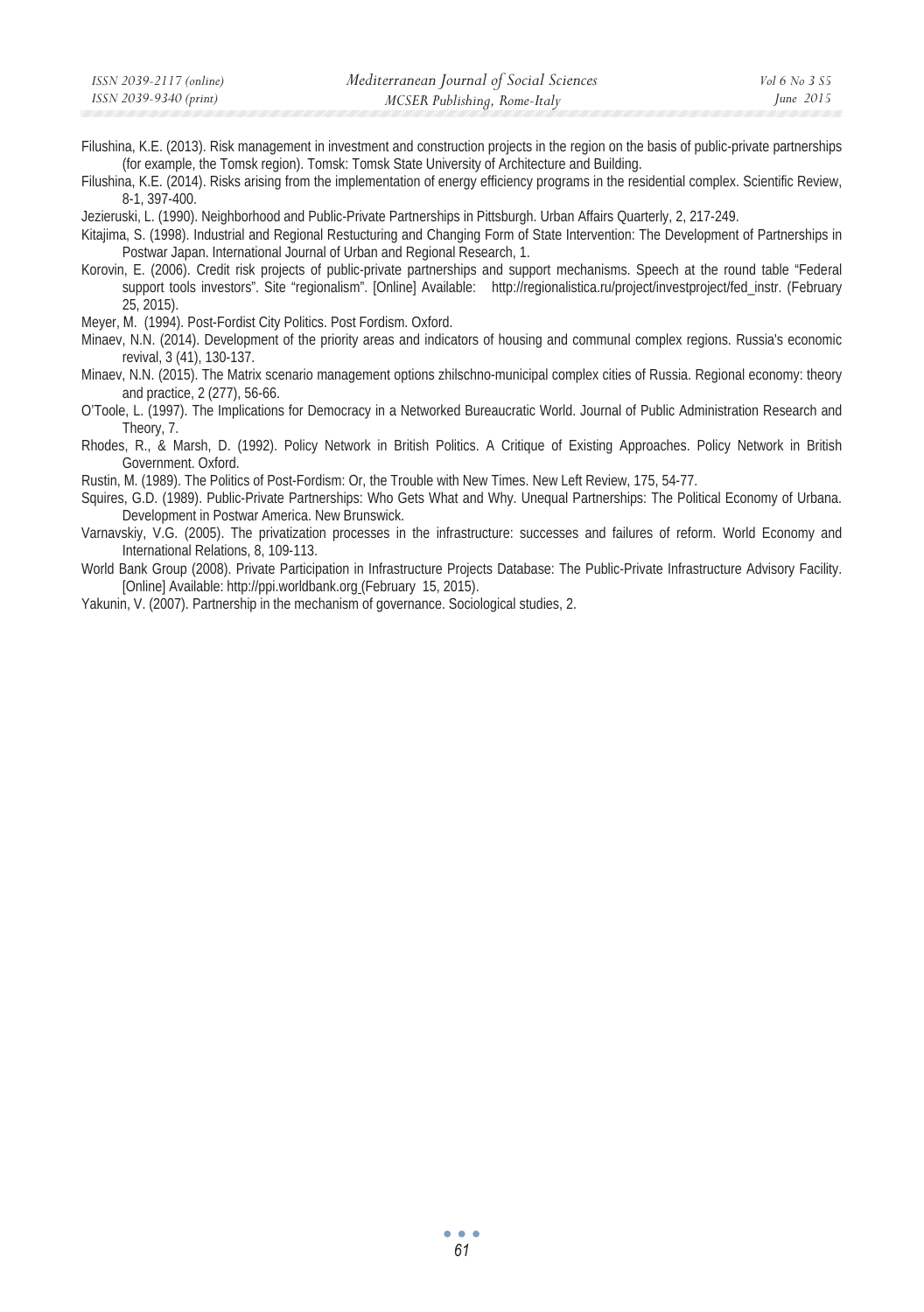Filushina, K.E. (2013). Risk management in investment and construction projects in the region on the basis of public-private partnerships (for example, the Tomsk region). Tomsk: Tomsk State University of Architecture and Building.

Filushina, K.E. (2014). Risks arising from the implementation of energy efficiency programs in the residential complex. Scientific Review, 8-1, 397-400.

Jezieruski, L. (1990). Neighborhood and Public-Private Partnerships in Pittsburgh. Urban Affairs Quarterly, 2, 217-249.

Kitajima, S. (1998). Industrial and Regional Restucturing and Changing Form of State Intervention: The Development of Partnerships in Postwar Japan. International Journal of Urban and Regional Research, 1.

Korovin, E. (2006). Credit risk projects of public-private partnerships and support mechanisms. Speech at the round table "Federal support tools investors". Site "regionalism". [Online] Available: http://regionalistica.ru/project/investproject/fed_instr. (February 25, 2015).

Meyer, M. (1994). Post-Fordist City Politics. Post Fordism. Oxford.

Minaev, N.N. (2014). Development of the priority areas and indicators of housing and communal complex regions. Russia's economic revival, 3 (41), 130-137.

Minaev, N.N. (2015). The Matrix scenario management options zhilschno-municipal complex cities of Russia. Regional economy: theory and practice, 2 (277), 56-66.

O'Toole, L. (1997). The Implications for Democracy in a Networked Bureaucratic World. Journal of Public Administration Research and Theory, 7.

Rhodes, R., & Marsh, D. (1992). Policy Network in British Politics. A Critique of Existing Approaches. Policy Network in British Government. Oxford.

Rustin, M. (1989). The Politics of Post-Fordism: Or, the Trouble with New Times. New Left Review, 175, 54-77.

Squires, G.D. (1989). Public-Private Partnerships: Who Gets What and Why. Unequal Partnerships: The Political Economy of Urbana. Development in Postwar America. New Brunswick.

Varnavskiy, V.G. (2005). The privatization processes in the infrastructure: successes and failures of reform. World Economy and International Relations, 8, 109-113.

World Bank Group (2008). Private Participation in Infrastructure Projects Database: The Public-Private Infrastructure Advisory Facility. [Online] Available: http://ppi.worldbank.org (February 15, 2015).

Yakunin, V. (2007). Partnership in the mechanism of governance. Sociological studies, 2.